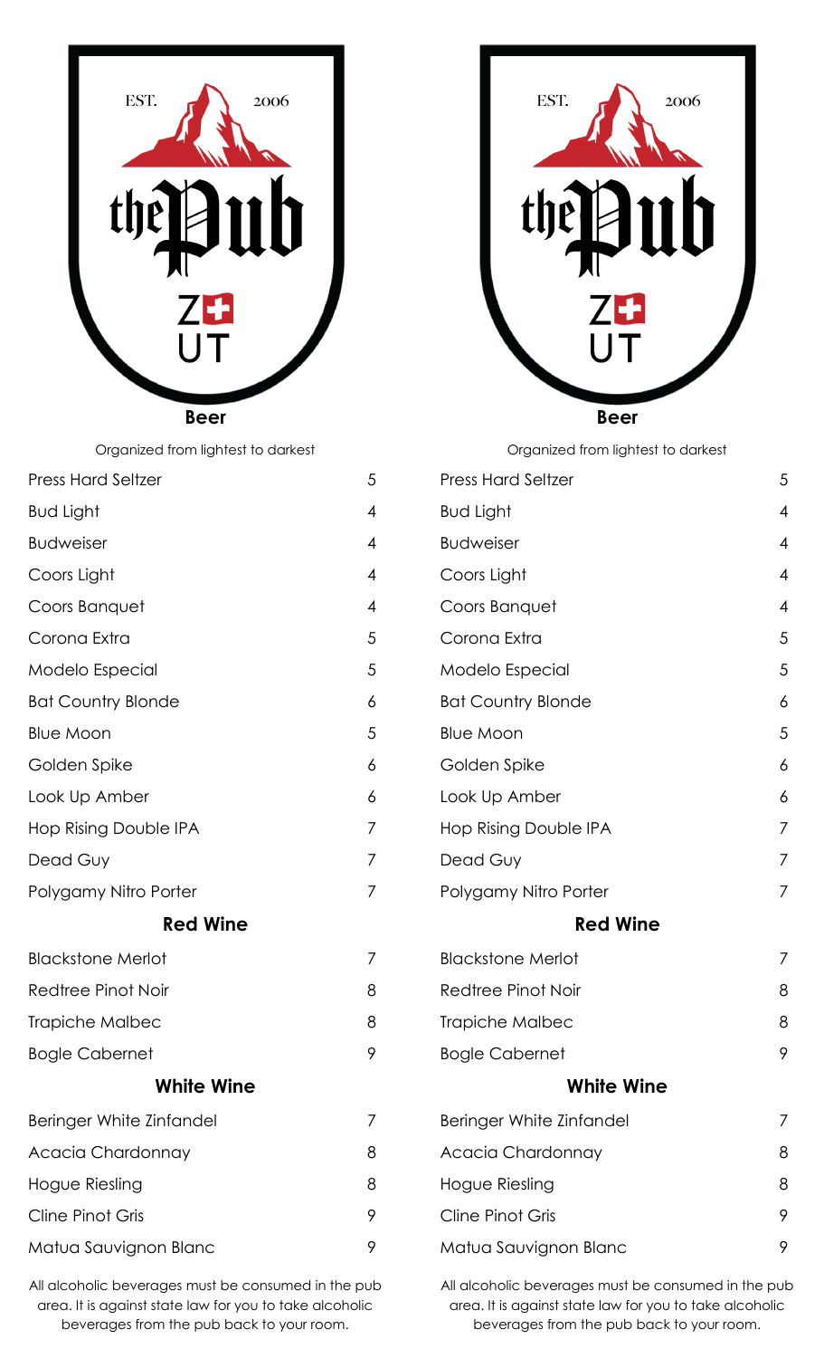EST. 2006

the Pub

Z UT

## Beer

Organized from lightest to darkest

| Item | Price |
| --- | --- |
| Press Hard Seltzer | 5 |
| Bud Light | 4 |
| Budweiser | 4 |
| Coors Light | 4 |
| Coors Banquet | 4 |
| Corona Extra | 5 |
| Modelo Especial | 5 |
| Bat Country Blonde | 6 |
| Blue Moon | 5 |
| Golden Spike | 6 |
| Look Up Amber | 6 |
| Hop Rising Double IPA | 7 |
| Dead Guy | 7 |
| Polygamy Nitro Porter | 7 |

## Red Wine

| Item | Price |
| --- | --- |
| Blackstone Merlot | 7 |
| Redtree Pinot Noir | 8 |
| Trapiche Malbec | 8 |
| Bogle Cabernet | 9 |

## White Wine

| Item | Price |
| --- | --- |
| Beringer White Zinfandel | 7 |
| Acacia Chardonnay | 8 |
| Hogue Riesling | 8 |
| Cline Pinot Gris | 9 |
| Matua Sauvignon Blanc | 9 |

All alcoholic beverages must be consumed in the pub area. It is against state law for you to take alcoholic beverages from the pub back to your room.

EST. 2006

the Pub

Z UT

## Beer

Organized from lightest to darkest

| Item | Price |
| --- | --- |
| Press Hard Seltzer | 5 |
| Bud Light | 4 |
| Budweiser | 4 |
| Coors Light | 4 |
| Coors Banquet | 4 |
| Corona Extra | 5 |
| Modelo Especial | 5 |
| Bat Country Blonde | 6 |
| Blue Moon | 5 |
| Golden Spike | 6 |
| Look Up Amber | 6 |
| Hop Rising Double IPA | 7 |
| Dead Guy | 7 |
| Polygamy Nitro Porter | 7 |

## Red Wine

| Item | Price |
| --- | --- |
| Blackstone Merlot | 7 |
| Redtree Pinot Noir | 8 |
| Trapiche Malbec | 8 |
| Bogle Cabernet | 9 |

## White Wine

| Item | Price |
| --- | --- |
| Beringer White Zinfandel | 7 |
| Acacia Chardonnay | 8 |
| Hogue Riesling | 8 |
| Cline Pinot Gris | 9 |
| Matua Sauvignon Blanc | 9 |

All alcoholic beverages must be consumed in the pub area. It is against state law for you to take alcoholic beverages from the pub back to your room.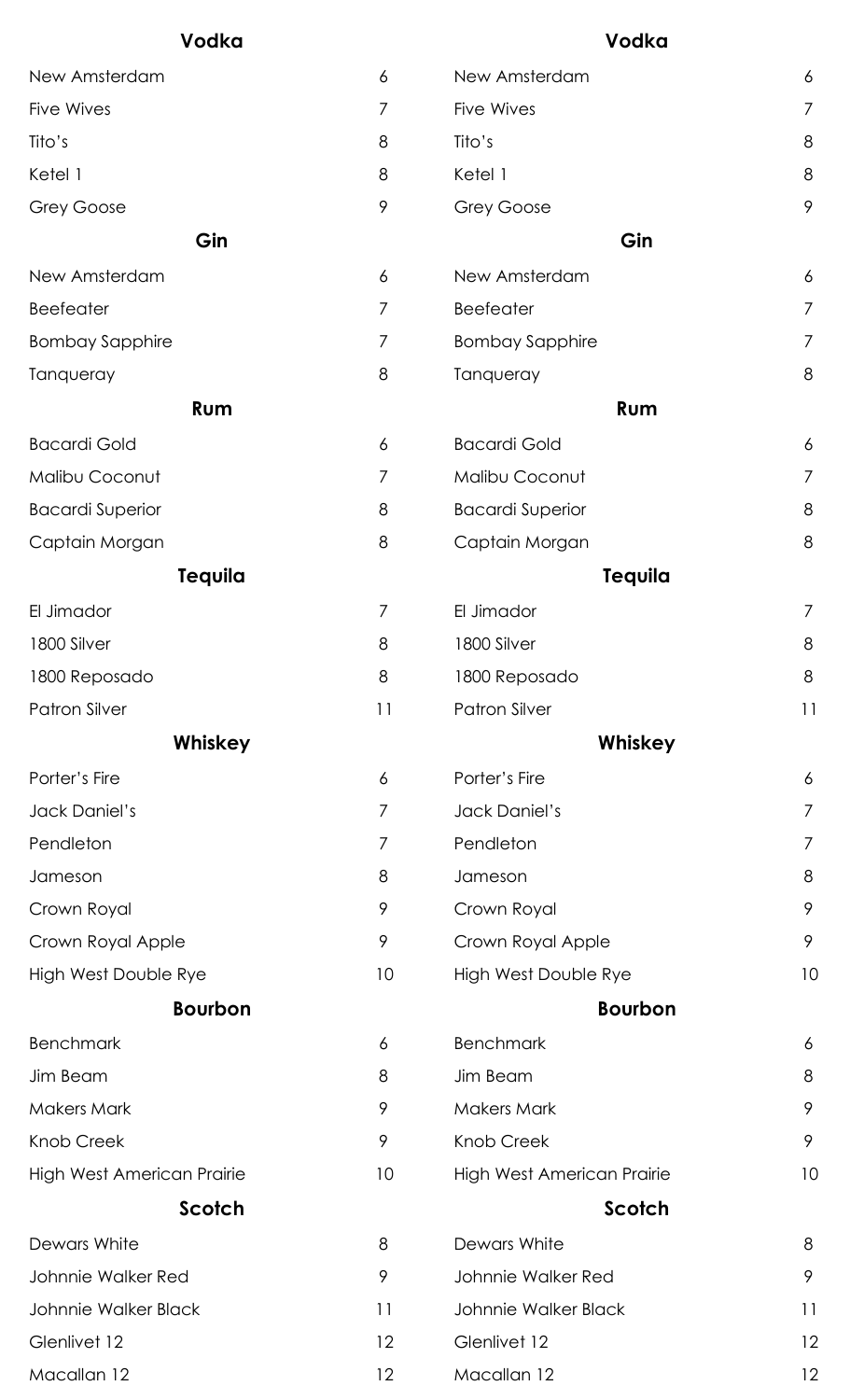## Vodka

| | |
|---|---|
| New Amsterdam | 6 |
| Five Wives | 7 |
| Tito's | 8 |
| Ketel 1 | 8 |
| Grey Goose | 9 |

## Gin

| | |
|---|---|
| New Amsterdam | 6 |
| Beefeater | 7 |
| Bombay Sapphire | 7 |
| Tanqueray | 8 |

## Rum

| | |
|---|---|
| Bacardi Gold | 6 |
| Malibu Coconut | 7 |
| Bacardi Superior | 8 |
| Captain Morgan | 8 |

## Tequila

| | |
|---|---|
| El Jimador | 7 |
| 1800 Silver | 8 |
| 1800 Reposado | 8 |
| Patron Silver | 11 |

## Whiskey

| | |
|---|---|
| Porter's Fire | 6 |
| Jack Daniel's | 7 |
| Pendleton | 7 |
| Jameson | 8 |
| Crown Royal | 9 |
| Crown Royal Apple | 9 |
| High West Double Rye | 10 |

## Bourbon

| | |
|---|---|
| Benchmark | 6 |
| Jim Beam | 8 |
| Makers Mark | 9 |
| Knob Creek | 9 |
| High West American Prairie | 10 |

## Scotch

| | |
|---|---|
| Dewars White | 8 |
| Johnnie Walker Red | 9 |
| Johnnie Walker Black | 11 |
| Glenlivet 12 | 12 |
| Macallan 12 | 12 |

## Vodka

| | |
|---|---|
| New Amsterdam | 6 |
| Five Wives | 7 |
| Tito's | 8 |
| Ketel 1 | 8 |
| Grey Goose | 9 |

## Gin

| | |
|---|---|
| New Amsterdam | 6 |
| Beefeater | 7 |
| Bombay Sapphire | 7 |
| Tanqueray | 8 |

## Rum

| | |
|---|---|
| Bacardi Gold | 6 |
| Malibu Coconut | 7 |
| Bacardi Superior | 8 |
| Captain Morgan | 8 |

## Tequila

| | |
|---|---|
| El Jimador | 7 |
| 1800 Silver | 8 |
| 1800 Reposado | 8 |
| Patron Silver | 11 |

## Whiskey

| | |
|---|---|
| Porter's Fire | 6 |
| Jack Daniel's | 7 |
| Pendleton | 7 |
| Jameson | 8 |
| Crown Royal | 9 |
| Crown Royal Apple | 9 |
| High West Double Rye | 10 |

## Bourbon

| | |
|---|---|
| Benchmark | 6 |
| Jim Beam | 8 |
| Makers Mark | 9 |
| Knob Creek | 9 |
| High West American Prairie | 10 |

## Scotch

| | |
|---|---|
| Dewars White | 8 |
| Johnnie Walker Red | 9 |
| Johnnie Walker Black | 11 |
| Glenlivet 12 | 12 |
| Macallan 12 | 12 |